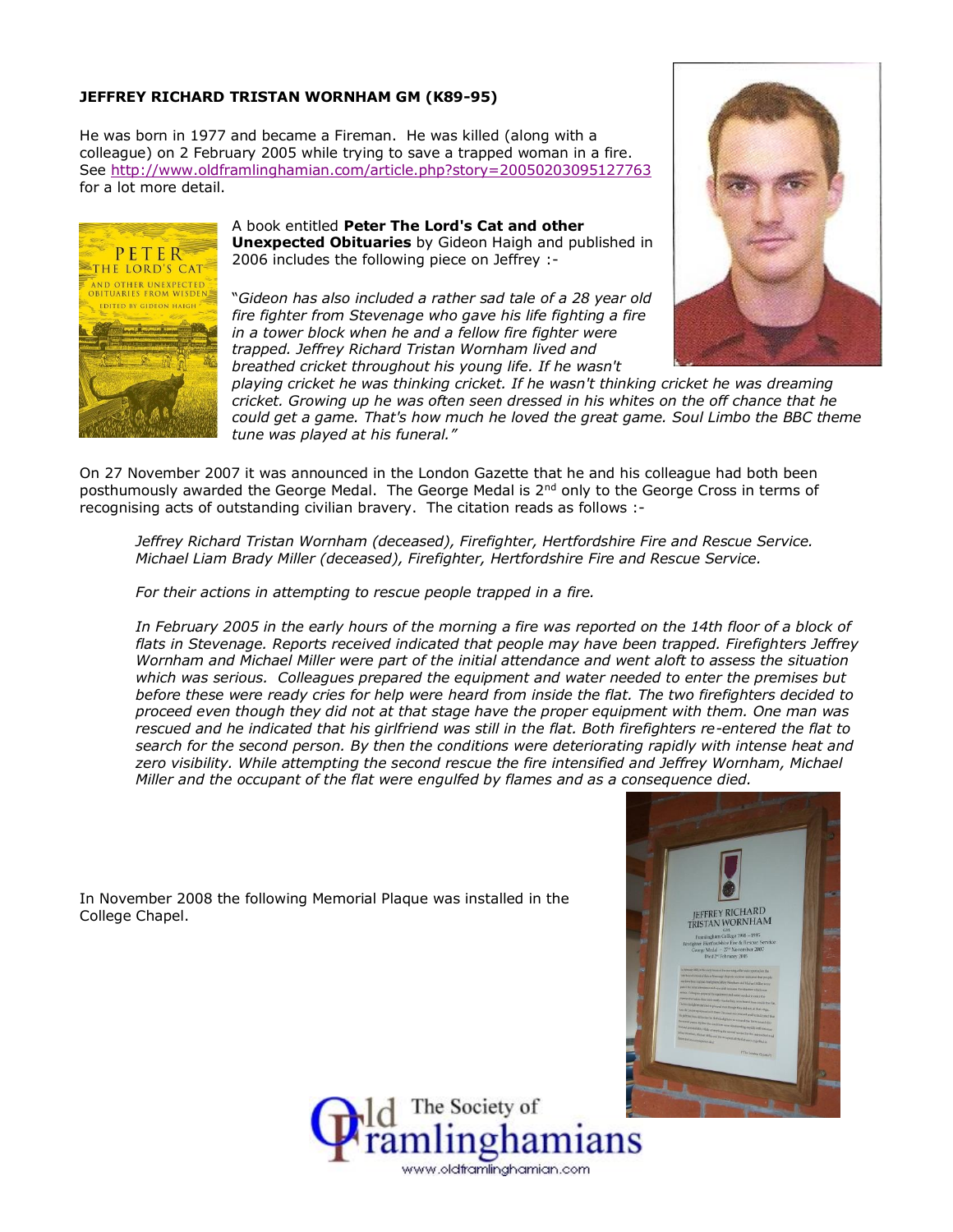**JEFFREY RICHARD TRISTAN WORNHAM GM (K89-95)**

He was born in 1977 and became a Fireman. He was killed (along with a colleague) on 2 February 2005 while trying to save a trapped woman in a fire. See http://www.oldframlinghamian.com/article.php?story=20050203095127763 for a lot more detail.

A book entitled **Peter The Lord's Cat and other Unexpected Obituaries** by Gideon Haigh and published in 2006 includes the following piece on Jeffrey :-

"*Gideon has also included a rather sad tale of a 28 year old fire fighter from Stevenage who gave his life fighting a fire in a tower block when he and a fellow fire fighter were trapped. Jeffrey Richard Tristan Wornham lived and breathed cricket throughout his young life. If he wasn't playing cricket he was thinking cricket. If he wasn't thinking cricket he was dreaming cricket. Growing up he was often seen dressed in his whites on the off chance that he could get a game. That's how much he loved the great game. Soul Limbo the BBC theme tune was played at his funeral.*"

On 27 November 2007 it was announced in the London Gazette that he and his colleague had both been posthumously awarded the George Medal. The George Medal is 2nd only to the George Cross in terms of recognising acts of outstanding civilian bravery. The citation reads as follows :-

> *Jeffrey Richard Tristan Wornham (deceased), Firefighter, Hertfordshire Fire and Rescue Service.*
> *Michael Liam Brady Miller (deceased), Firefighter, Hertfordshire Fire and Rescue Service.*
>
> *For their actions in attempting to rescue people trapped in a fire.*
>
> *In February 2005 in the early hours of the morning a fire was reported on the 14th floor of a block of flats in Stevenage. Reports received indicated that people may have been trapped. Firefighters Jeffrey Wornham and Michael Miller were part of the initial attendance and went aloft to assess the situation which was serious. Colleagues prepared the equipment and water needed to enter the premises but before these were ready cries for help were heard from inside the flat. The two firefighters decided to proceed even though they did not at that stage have the proper equipment with them. One man was rescued and he indicated that his girlfriend was still in the flat. Both firefighters re-entered the flat to search for the second person. By then the conditions were deteriorating rapidly with intense heat and zero visibility. While attempting the second rescue the fire intensified and Jeffrey Wornham, Michael Miller and the occupant of the flat were engulfed by flames and as a consequence died.*

In November 2008 the following Memorial Plaque was installed in the College Chapel.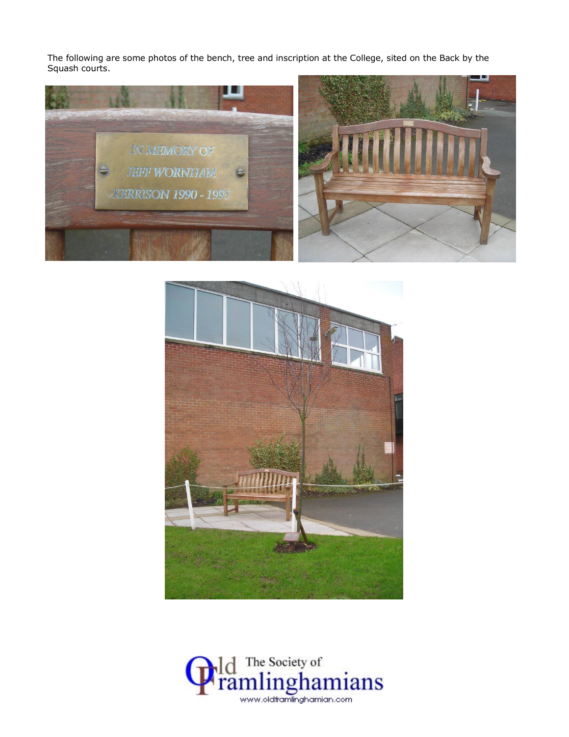The following are some photos of the bench, tree and inscription at the College, sited on the Back by the Squash courts.